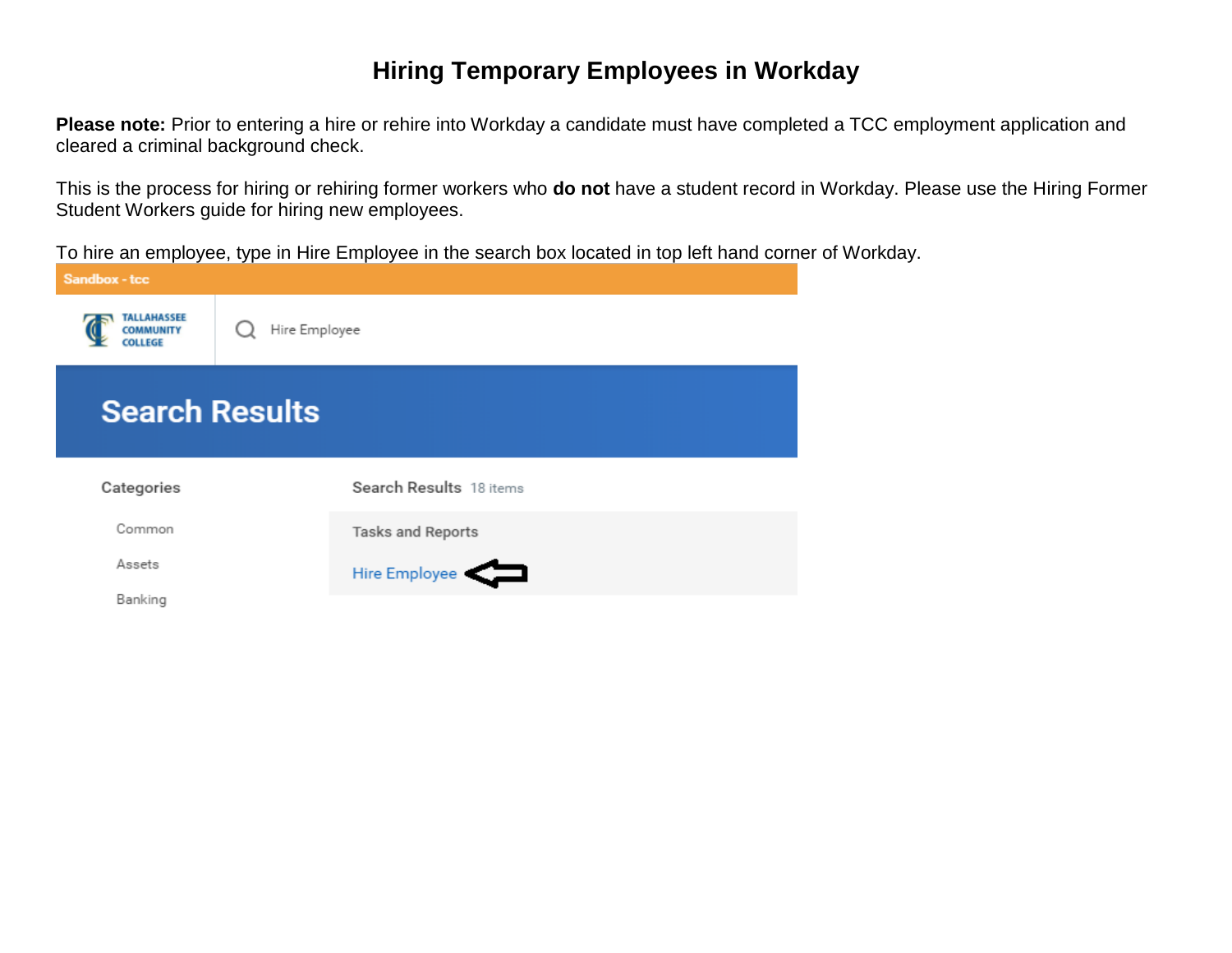# Hiring Temporary Employees in Workday

**Please note:** Prior to entering a hire or rehire into Workday a candidate must have completed a TCC employment application and cleared a criminal background check.

This is the process for hiring or rehiring former workers who **do not** have a student record in Workday. Please use the Hiring Former Student Workers guide for hiring new employees.

To hire an employee, type in Hire Employee in the search box located in top left hand corner of Workday.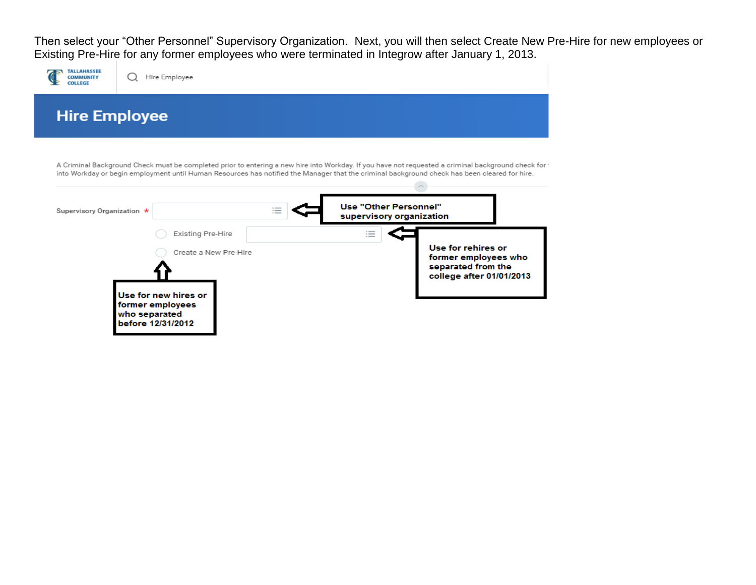Then select your "Other Personnel" Supervisory Organization. Next, you will then select Create New Pre-Hire for new employees or Existing Pre-Hire for any former employees who were terminated in Integrow after January 1, 2013.

TALLAHASSEE COMMUNITY COLLEGE

Hire Employee

# Hire Employee

A Criminal Background Check must be completed prior to entering a new hire into Workday. If you have not requested a criminal background check for into Workday or begin employment until Human Resources has notified the Manager that the criminal background check has been cleared for hire.

Supervisory Organization *

Use "Other Personnel" supervisory organization

Existing Pre-Hire

Use for rehires or former employees who separated from the college after 01/01/2013

Create a New Pre-Hire

Use for new hires or former employees who separated before 12/31/2012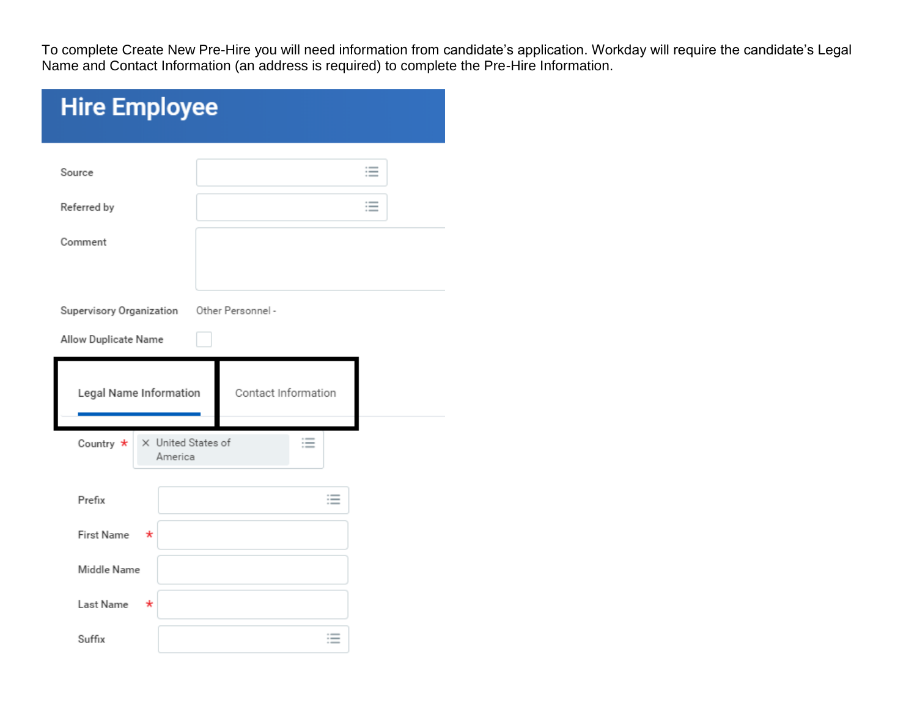To complete Create New Pre-Hire you will need information from candidate's application. Workday will require the candidate's Legal Name and Contact Information (an address is required) to complete the Pre-Hire Information.

# Hire Employee

Source

Referred by

Comment

Supervisory Organization: Other Personnel -

Allow Duplicate Name

**Legal Name Information** | Contact Information

Country * United States of America

Prefix

First Name *

Middle Name

Last Name *

Suffix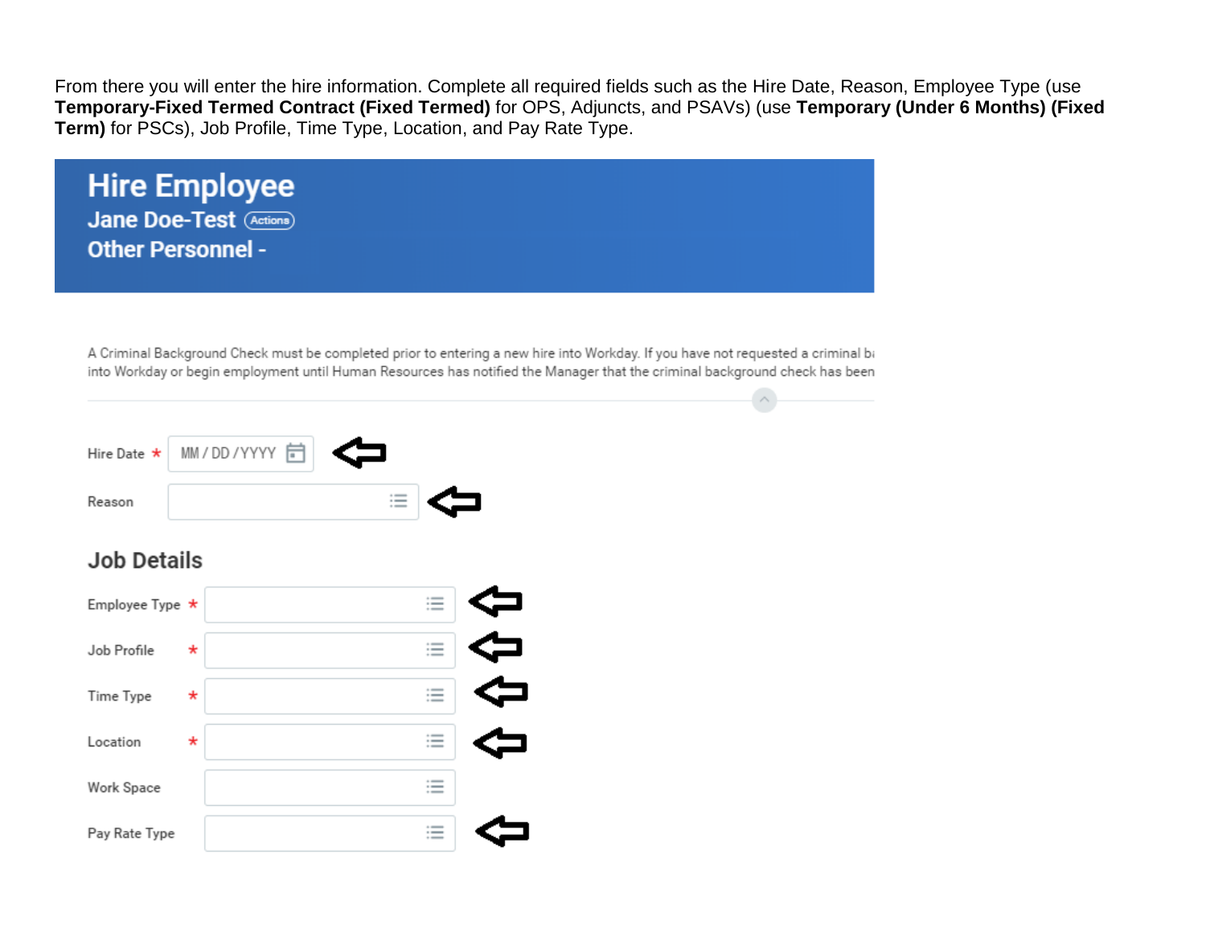From there you will enter the hire information. Complete all required fields such as the Hire Date, Reason, Employee Type (use **Temporary-Fixed Termed Contract (Fixed Termed)** for OPS, Adjuncts, and PSAVs) (use **Temporary (Under 6 Months) (Fixed Term)** for PSCs), Job Profile, Time Type, Location, and Pay Rate Type.

# Hire Employee

## Jane Doe-Test Actions

## Other Personnel -

A Criminal Background Check must be completed prior to entering a new hire into Workday. If you have not requested a criminal ba into Workday or begin employment until Human Resources has notified the Manager that the criminal background check has been

Hire Date * MM / DD / YYYY

Reason

### Job Details

Employee Type *

Job Profile *

Time Type *

Location *

Work Space

Pay Rate Type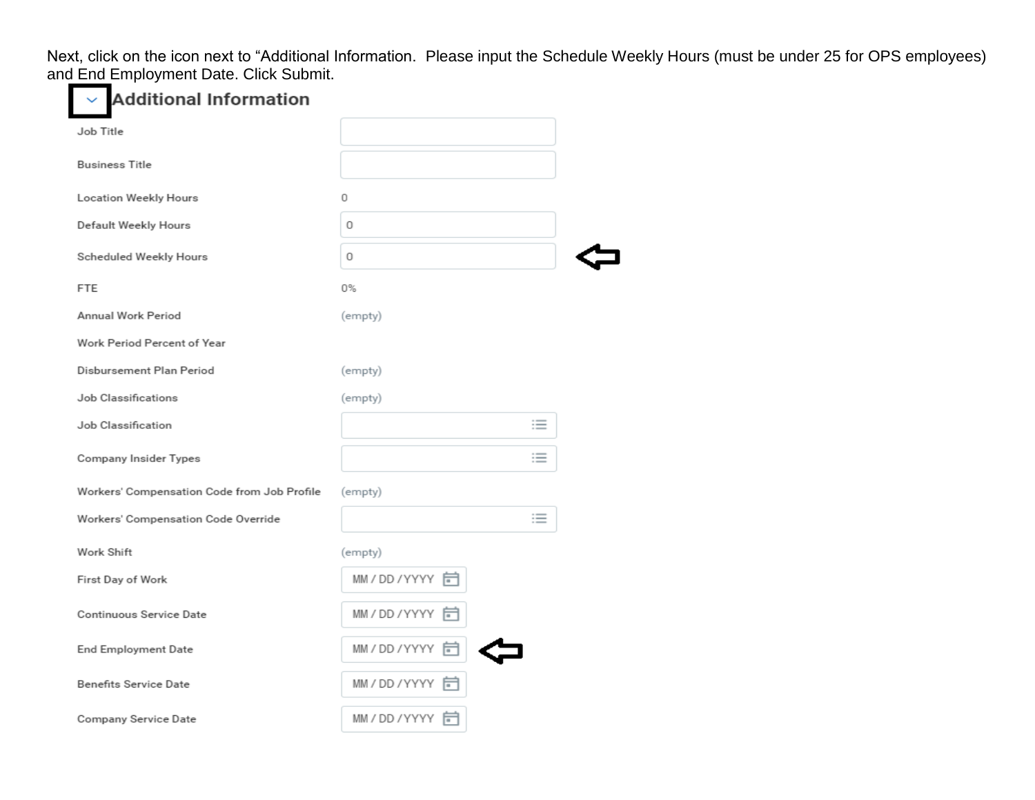Next, click on the icon next to “Additional Information. Please input the Schedule Weekly Hours (must be under 25 for OPS employees) and End Employment Date. Click Submit.

## Additional Information

| | |
|---|---|
| Job Title | |
| Business Title | |
| Location Weekly Hours | 0 |
| Default Weekly Hours | 0 |
| Scheduled Weekly Hours | 0 |
| FTE | 0% |
| Annual Work Period | (empty) |
| Work Period Percent of Year | |
| Disbursement Plan Period | (empty) |
| Job Classifications | (empty) |
| Job Classification | |
| Company Insider Types | |
| Workers' Compensation Code from Job Profile | (empty) |
| Workers' Compensation Code Override | |
| Work Shift | (empty) |
| First Day of Work | MM / DD / YYYY |
| Continuous Service Date | MM / DD / YYYY |
| End Employment Date | MM / DD / YYYY |
| Benefits Service Date | MM / DD / YYYY |
| Company Service Date | MM / DD / YYYY |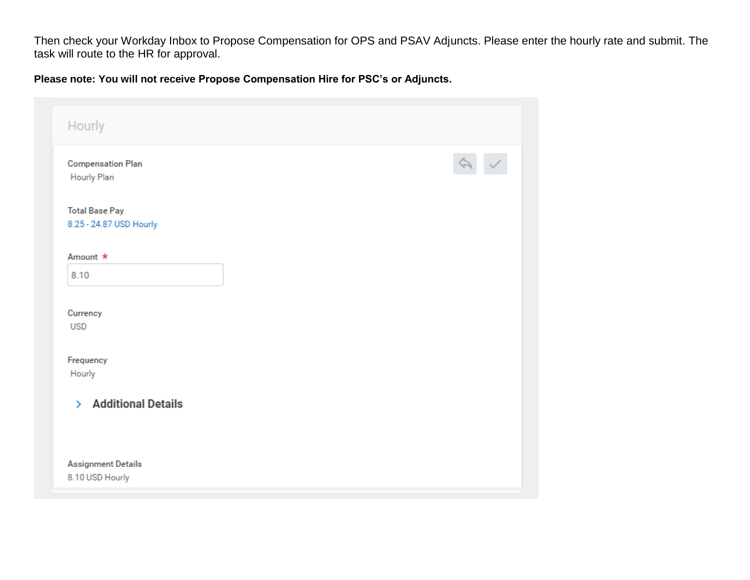Then check your Workday Inbox to Propose Compensation for OPS and PSAV Adjuncts. Please enter the hourly rate and submit. The task will route to the HR for approval.

**Please note: You will not receive Propose Compensation Hire for PSC's or Adjuncts.**

Hourly

Compensation Plan
Hourly Plan

Total Base Pay
8.25 - 24.87 USD Hourly

Amount *
8.10

Currency
USD

Frequency
Hourly

> Additional Details

Assignment Details
8.10 USD Hourly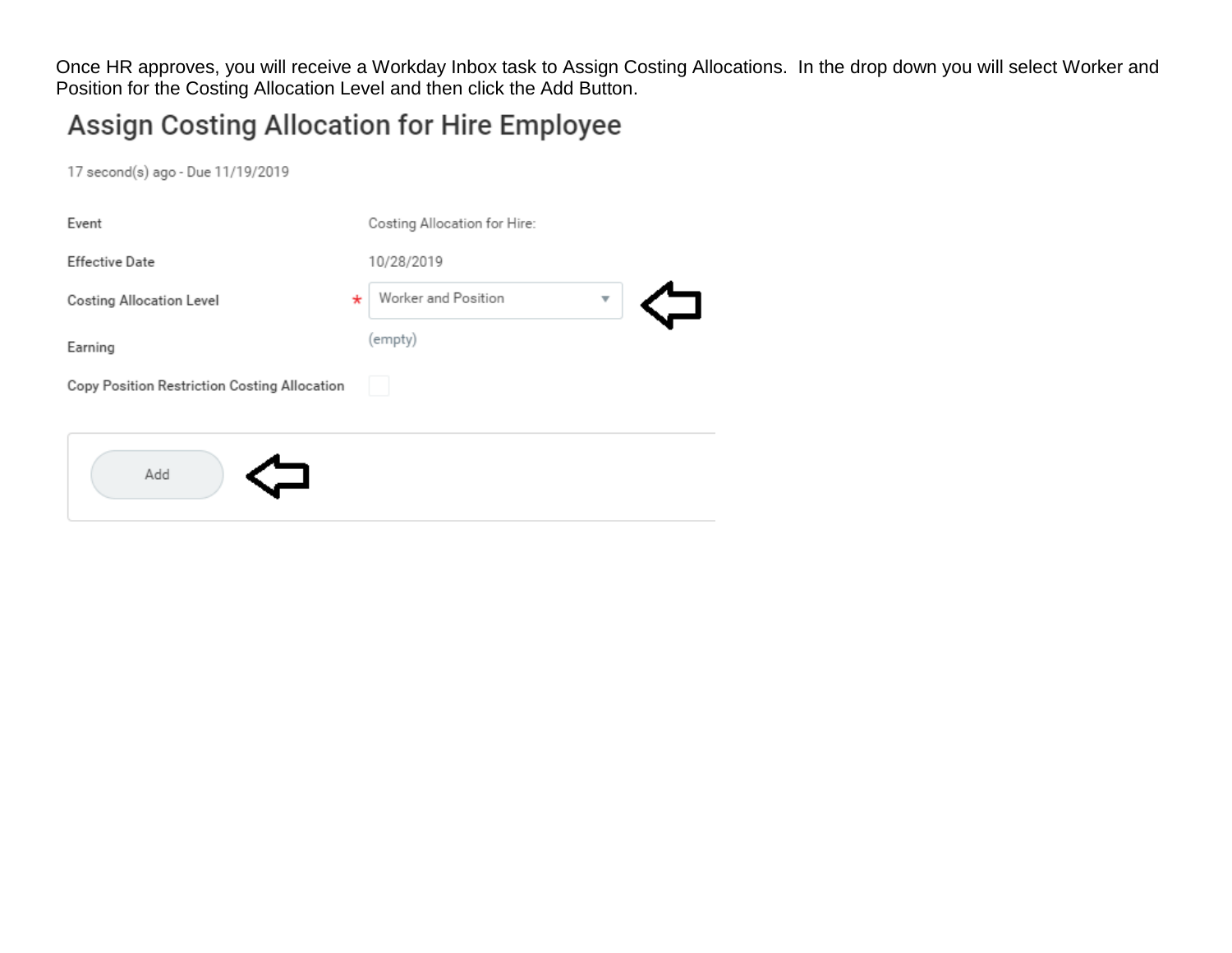Once HR approves, you will receive a Workday Inbox task to Assign Costing Allocations. In the drop down you will select Worker and Position for the Costing Allocation Level and then click the Add Button.

## Assign Costing Allocation for Hire Employee

17 second(s) ago - Due 11/19/2019

| | |
|---|---|
| Event | Costing Allocation for Hire: |
| Effective Date | 10/28/2019 |
| Costing Allocation Level * | Worker and Position |
| Earning | (empty) |
| Copy Position Restriction Costing Allocation | |

Add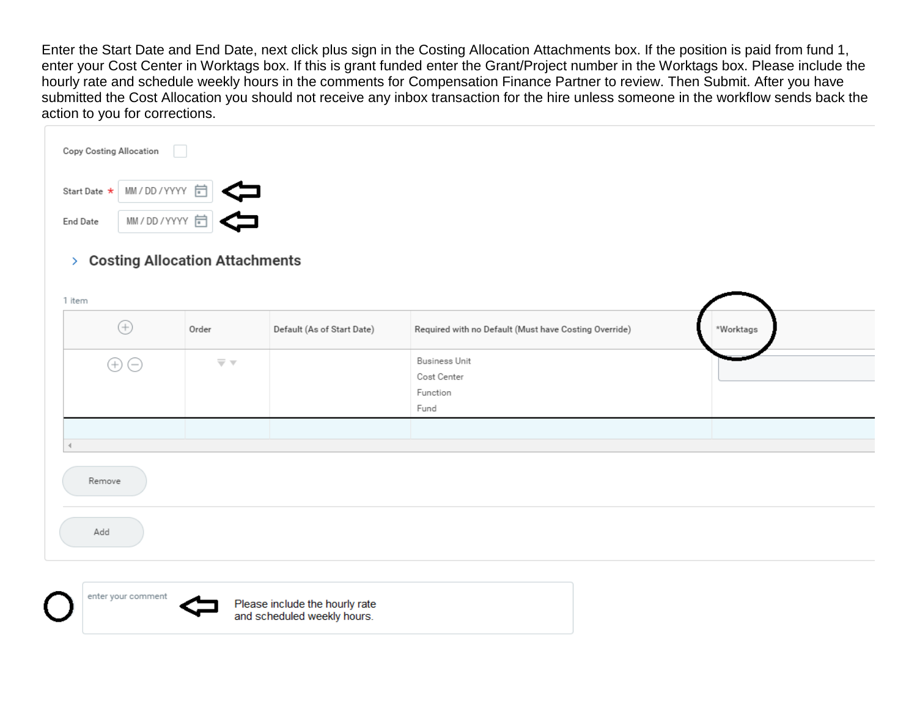Enter the Start Date and End Date, next click plus sign in the Costing Allocation Attachments box. If the position is paid from fund 1, enter your Cost Center in Worktags box. If this is grant funded enter the Grant/Project number in the Worktags box. Please include the hourly rate and schedule weekly hours in the comments for Compensation Finance Partner to review. Then Submit. After you have submitted the Cost Allocation you should not receive any inbox transaction for the hire unless someone in the workflow sends back the action to you for corrections.

Copy Costing Allocation

Start Date * MM / DD / YYYY

End Date MM / DD / YYYY

Costing Allocation Attachments

1 item

| | Order | Default (As of Start Date) | Required with no Default (Must have Costing Override) | *Worktags |
|---|---|---|---|---|
| | | | Business Unit<br>Cost Center<br>Function<br>Fund | |

Remove

Add

enter your comment

Please include the hourly rate and scheduled weekly hours.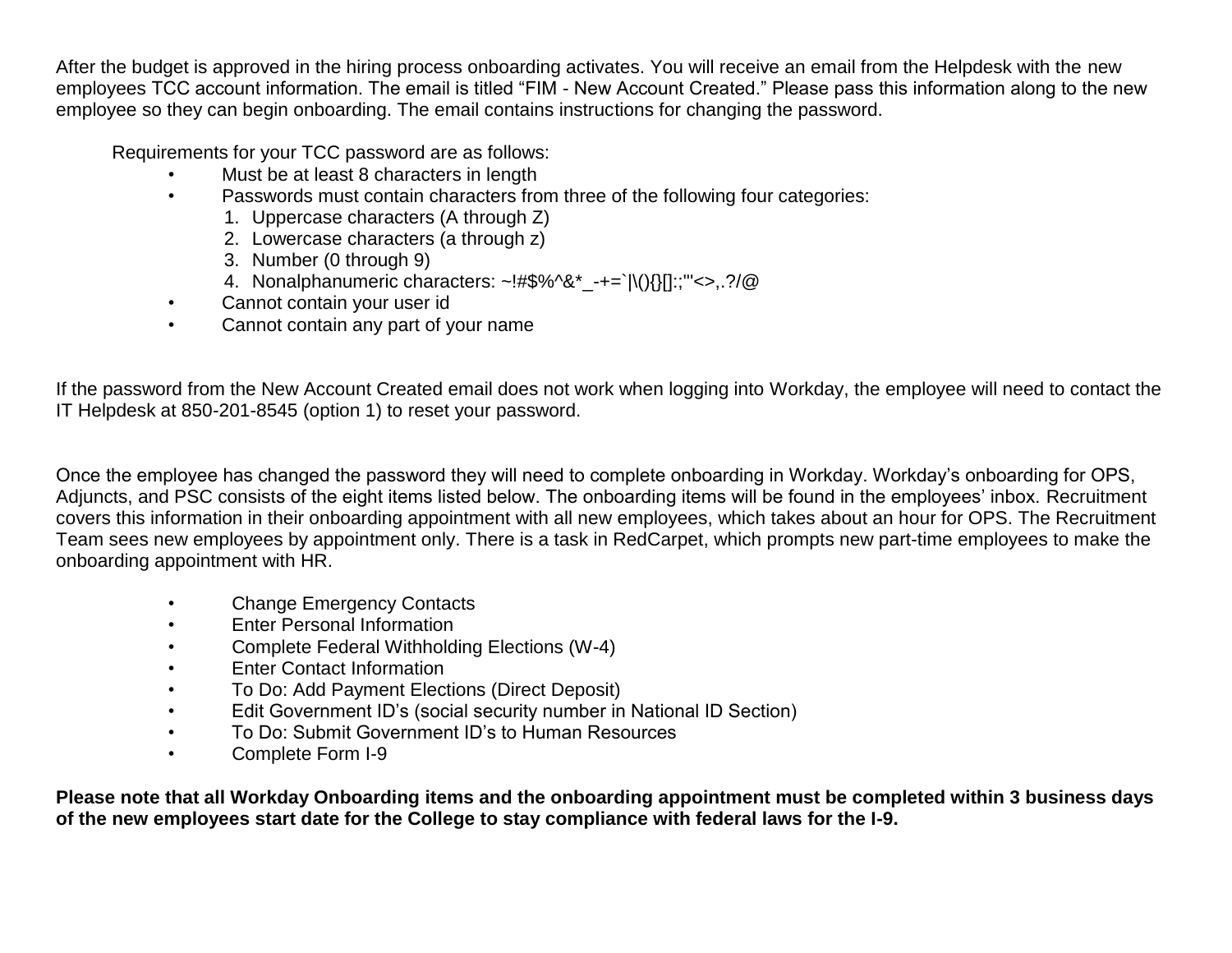After the budget is approved in the hiring process onboarding activates. You will receive an email from the Helpdesk with the new employees TCC account information. The email is titled "FIM - New Account Created." Please pass this information along to the new employee so they can begin onboarding. The email contains instructions for changing the password.

Requirements for your TCC password are as follows:

- Must be at least 8 characters in length
- Passwords must contain characters from three of the following four categories:
  1. Uppercase characters (A through Z)
  2. Lowercase characters (a through z)
  3. Number (0 through 9)
  4. Nonalphanumeric characters: ~!#$%^&*_-+=`|\(){}[]:;'"<>,.?/@
- Cannot contain your user id
- Cannot contain any part of your name

If the password from the New Account Created email does not work when logging into Workday, the employee will need to contact the IT Helpdesk at 850-201-8545 (option 1) to reset your password.

Once the employee has changed the password they will need to complete onboarding in Workday. Workday's onboarding for OPS, Adjuncts, and PSC consists of the eight items listed below. The onboarding items will be found in the employees' inbox. Recruitment covers this information in their onboarding appointment with all new employees, which takes about an hour for OPS. The Recruitment Team sees new employees by appointment only. There is a task in RedCarpet, which prompts new part-time employees to make the onboarding appointment with HR.

- Change Emergency Contacts
- Enter Personal Information
- Complete Federal Withholding Elections (W-4)
- Enter Contact Information
- To Do: Add Payment Elections (Direct Deposit)
- Edit Government ID's (social security number in National ID Section)
- To Do: Submit Government ID's to Human Resources
- Complete Form I-9

**Please note that all Workday Onboarding items and the onboarding appointment must be completed within 3 business days of the new employees start date for the College to stay compliance with federal laws for the I-9.**